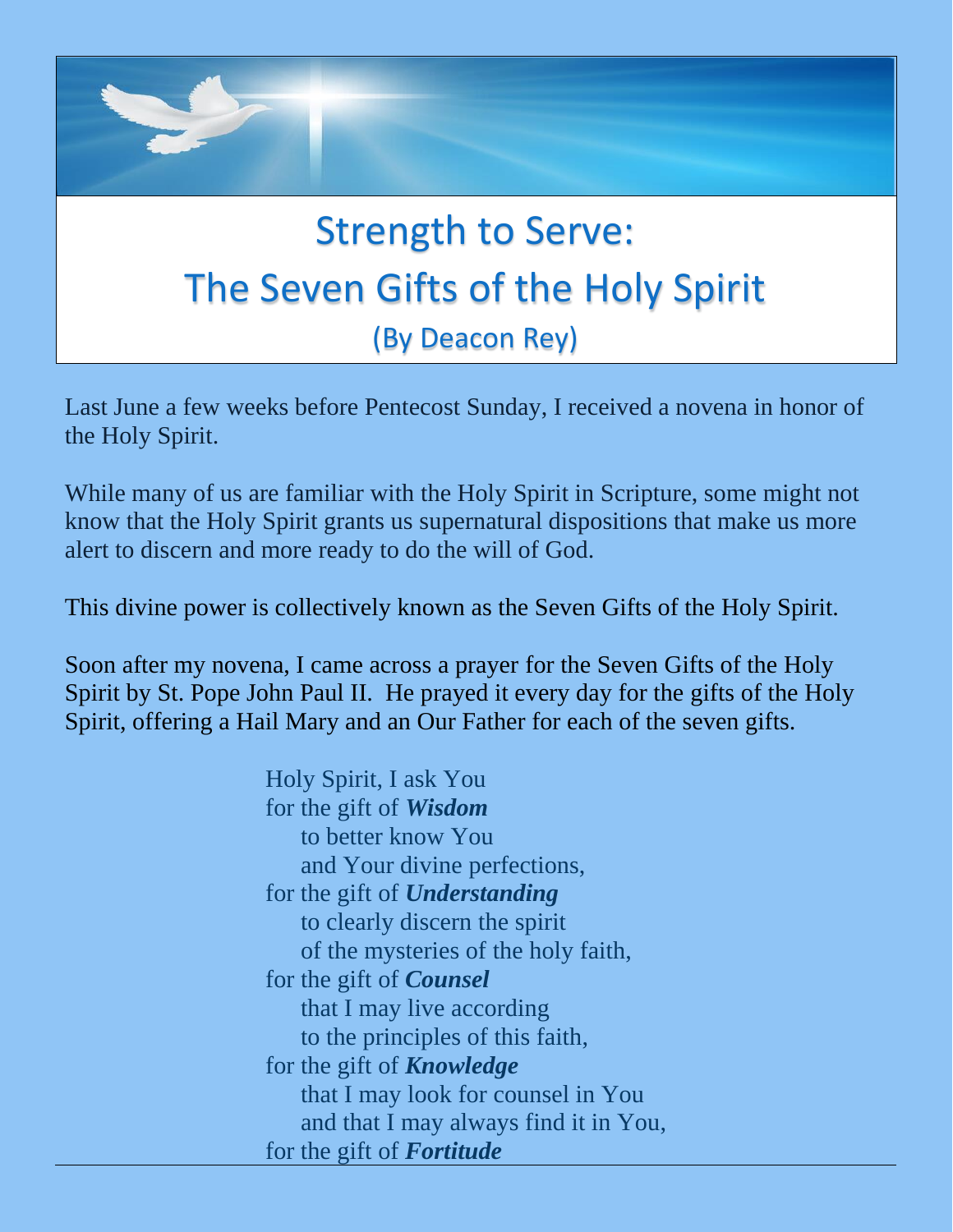# Strength to Serve: The Seven Gifts of the Holy Spirit

(By Deacon Rey)

Last June a few weeks before Pentecost Sunday, I received a novena in honor of the Holy Spirit.

While many of us are familiar with the Holy Spirit in Scripture, some might not know that the Holy Spirit grants us supernatural dispositions that make us more alert to discern and more ready to do the will of God.

This divine power is collectively known as the Seven Gifts of the Holy Spirit.

Soon after my novena, I came across a prayer for the Seven Gifts of the Holy Spirit by St. Pope John Paul II. He prayed it every day for the gifts of the Holy Spirit, offering a Hail Mary and an Our Father for each of the seven gifts.

Holy Spirit, I ask You  
for the gift of ***Wisdom***  
    to better know You  
    and Your divine perfections,  
for the gift of ***Understanding***  
    to clearly discern the spirit  
    of the mysteries of the holy faith,  
for the gift of ***Counsel***  
    that I may live according  
    to the principles of this faith,  
for the gift of ***Knowledge***  
    that I may look for counsel in You  
    and that I may always find it in You,  
for the gift of ***Fortitude***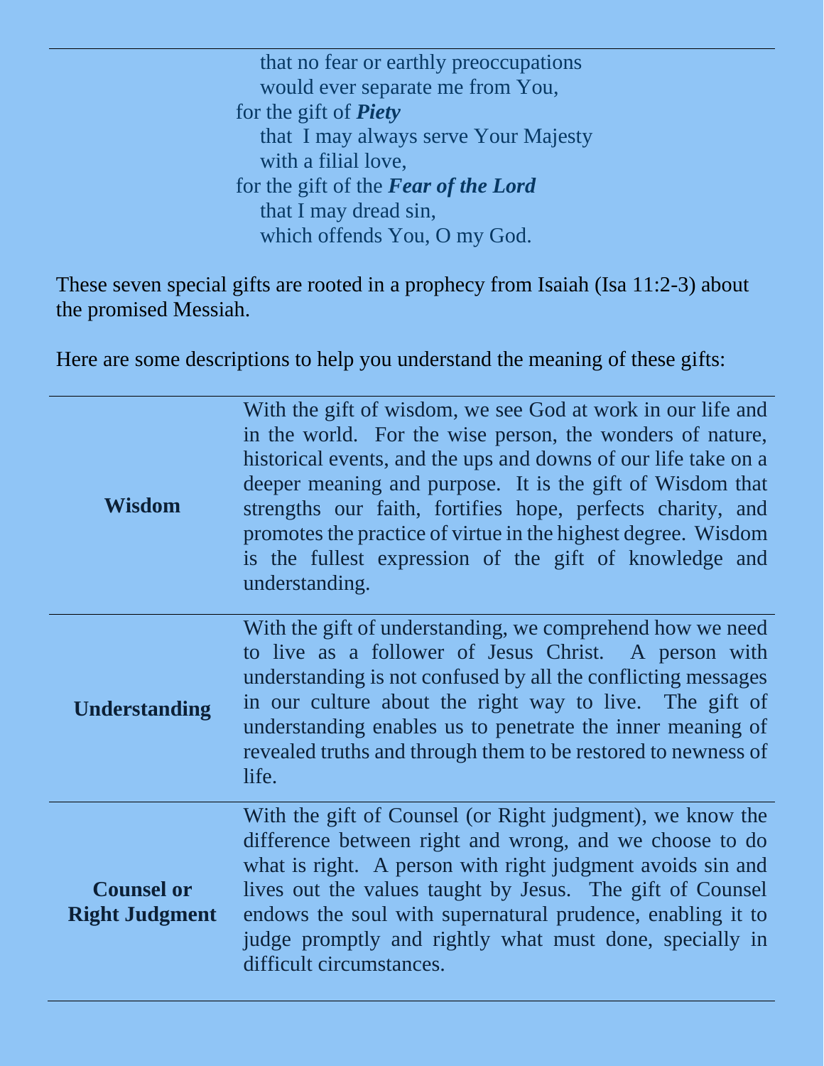that no fear or earthly preoccupations
would ever separate me from You,
for the gift of ***Piety***
that I may always serve Your Majesty
with a filial love,
for the gift of the ***Fear of the Lord***
that I may dread sin,
which offends You, O my God.

These seven special gifts are rooted in a prophecy from Isaiah (Isa 11:2-3) about the promised Messiah.

Here are some descriptions to help you understand the meaning of these gifts:

| | |
|---|---|
| **Wisdom** | With the gift of wisdom, we see God at work in our life and in the world. For the wise person, the wonders of nature, historical events, and the ups and downs of our life take on a deeper meaning and purpose. It is the gift of Wisdom that strengths our faith, fortifies hope, perfects charity, and promotes the practice of virtue in the highest degree. Wisdom is the fullest expression of the gift of knowledge and understanding. |
| **Understanding** | With the gift of understanding, we comprehend how we need to live as a follower of Jesus Christ. A person with understanding is not confused by all the conflicting messages in our culture about the right way to live. The gift of understanding enables us to penetrate the inner meaning of revealed truths and through them to be restored to newness of life. |
| **Counsel or Right Judgment** | With the gift of Counsel (or Right judgment), we know the difference between right and wrong, and we choose to do what is right. A person with right judgment avoids sin and lives out the values taught by Jesus. The gift of Counsel endows the soul with supernatural prudence, enabling it to judge promptly and rightly what must done, specially in difficult circumstances. |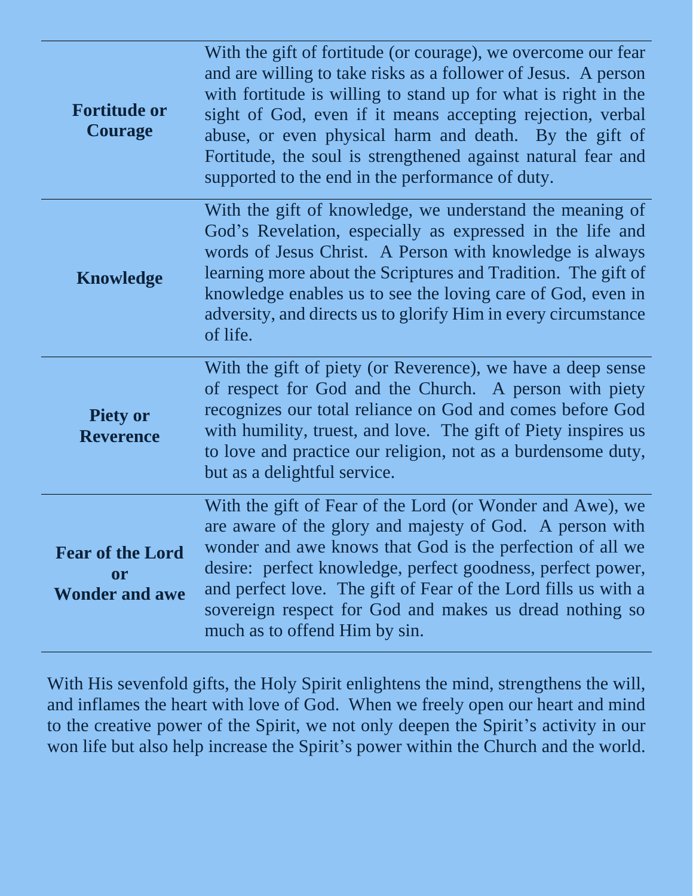| | |
|---|---|
| **Fortitude or Courage** | With the gift of fortitude (or courage), we overcome our fear and are willing to take risks as a follower of Jesus. A person with fortitude is willing to stand up for what is right in the sight of God, even if it means accepting rejection, verbal abuse, or even physical harm and death. By the gift of Fortitude, the soul is strengthened against natural fear and supported to the end in the performance of duty. |
| **Knowledge** | With the gift of knowledge, we understand the meaning of God's Revelation, especially as expressed in the life and words of Jesus Christ. A Person with knowledge is always learning more about the Scriptures and Tradition. The gift of knowledge enables us to see the loving care of God, even in adversity, and directs us to glorify Him in every circumstance of life. |
| **Piety or Reverence** | With the gift of piety (or Reverence), we have a deep sense of respect for God and the Church. A person with piety recognizes our total reliance on God and comes before God with humility, truest, and love. The gift of Piety inspires us to love and practice our religion, not as a burdensome duty, but as a delightful service. |
| **Fear of the Lord or Wonder and awe** | With the gift of Fear of the Lord (or Wonder and Awe), we are aware of the glory and majesty of God. A person with wonder and awe knows that God is the perfection of all we desire: perfect knowledge, perfect goodness, perfect power, and perfect love. The gift of Fear of the Lord fills us with a sovereign respect for God and makes us dread nothing so much as to offend Him by sin. |

With His sevenfold gifts, the Holy Spirit enlightens the mind, strengthens the will, and inflames the heart with love of God. When we freely open our heart and mind to the creative power of the Spirit, we not only deepen the Spirit's activity in our won life but also help increase the Spirit's power within the Church and the world.